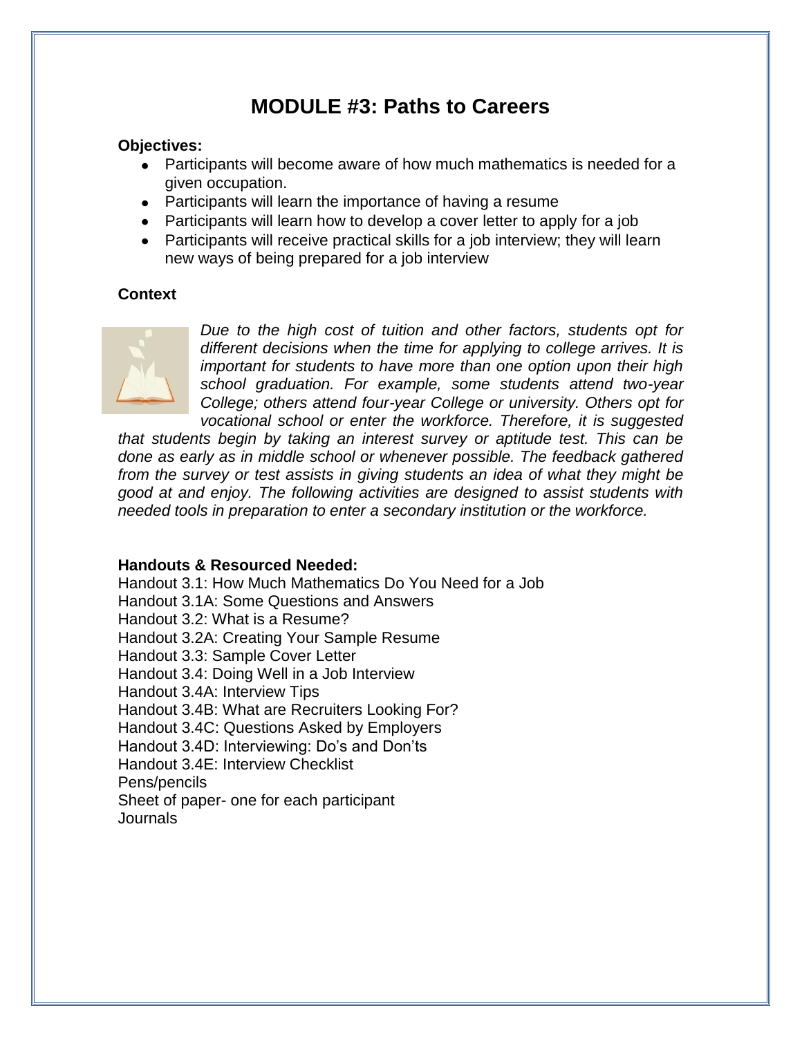# MODULE #3: Paths to Careers

**Objectives:**

- Participants will become aware of how much mathematics is needed for a given occupation.
- Participants will learn the importance of having a resume
- Participants will learn how to develop a cover letter to apply for a job
- Participants will receive practical skills for a job interview; they will learn new ways of being prepared for a job interview

**Context**

*Due to the high cost of tuition and other factors, students opt for different decisions when the time for applying to college arrives. It is important for students to have more than one option upon their high school graduation. For example, some students attend two-year College; others attend four-year College or university. Others opt for vocational school or enter the workforce. Therefore, it is suggested that students begin by taking an interest survey or aptitude test. This can be done as early as in middle school or whenever possible. The feedback gathered from the survey or test assists in giving students an idea of what they might be good at and enjoy. The following activities are designed to assist students with needed tools in preparation to enter a secondary institution or the workforce.*

**Handouts & Resourced Needed:**

Handout 3.1: How Much Mathematics Do You Need for a Job
Handout 3.1A: Some Questions and Answers
Handout 3.2: What is a Resume?
Handout 3.2A: Creating Your Sample Resume
Handout 3.3: Sample Cover Letter
Handout 3.4: Doing Well in a Job Interview
Handout 3.4A: Interview Tips
Handout 3.4B: What are Recruiters Looking For?
Handout 3.4C: Questions Asked by Employers
Handout 3.4D: Interviewing: Do's and Don'ts
Handout 3.4E: Interview Checklist
Pens/pencils
Sheet of paper- one for each participant
Journals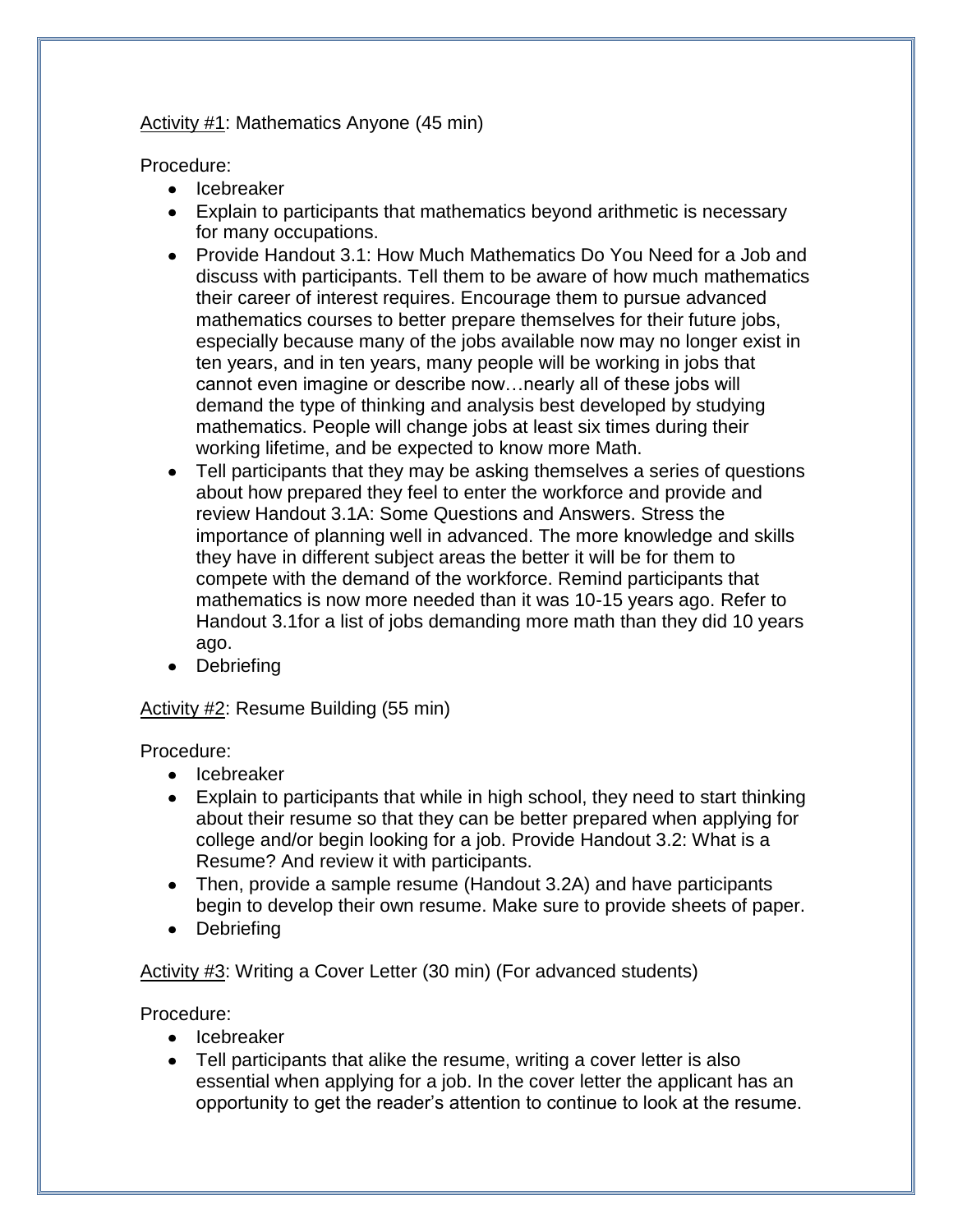<u>Activity #1</u>: Mathematics Anyone (45 min)

Procedure:

- Icebreaker
- Explain to participants that mathematics beyond arithmetic is necessary for many occupations.
- Provide Handout 3.1: How Much Mathematics Do You Need for a Job and discuss with participants. Tell them to be aware of how much mathematics their career of interest requires. Encourage them to pursue advanced mathematics courses to better prepare themselves for their future jobs, especially because many of the jobs available now may no longer exist in ten years, and in ten years, many people will be working in jobs that cannot even imagine or describe now…nearly all of these jobs will demand the type of thinking and analysis best developed by studying mathematics. People will change jobs at least six times during their working lifetime, and be expected to know more Math.
- Tell participants that they may be asking themselves a series of questions about how prepared they feel to enter the workforce and provide and review Handout 3.1A: Some Questions and Answers. Stress the importance of planning well in advanced. The more knowledge and skills they have in different subject areas the better it will be for them to compete with the demand of the workforce. Remind participants that mathematics is now more needed than it was 10-15 years ago. Refer to Handout 3.1for a list of jobs demanding more math than they did 10 years ago.
- Debriefing

<u>Activity #2</u>: Resume Building (55 min)

Procedure:

- Icebreaker
- Explain to participants that while in high school, they need to start thinking about their resume so that they can be better prepared when applying for college and/or begin looking for a job. Provide Handout 3.2: What is a Resume? And review it with participants.
- Then, provide a sample resume (Handout 3.2A) and have participants begin to develop their own resume. Make sure to provide sheets of paper.
- Debriefing

<u>Activity #3</u>: Writing a Cover Letter (30 min) (For advanced students)

Procedure:

- Icebreaker
- Tell participants that alike the resume, writing a cover letter is also essential when applying for a job. In the cover letter the applicant has an opportunity to get the reader's attention to continue to look at the resume.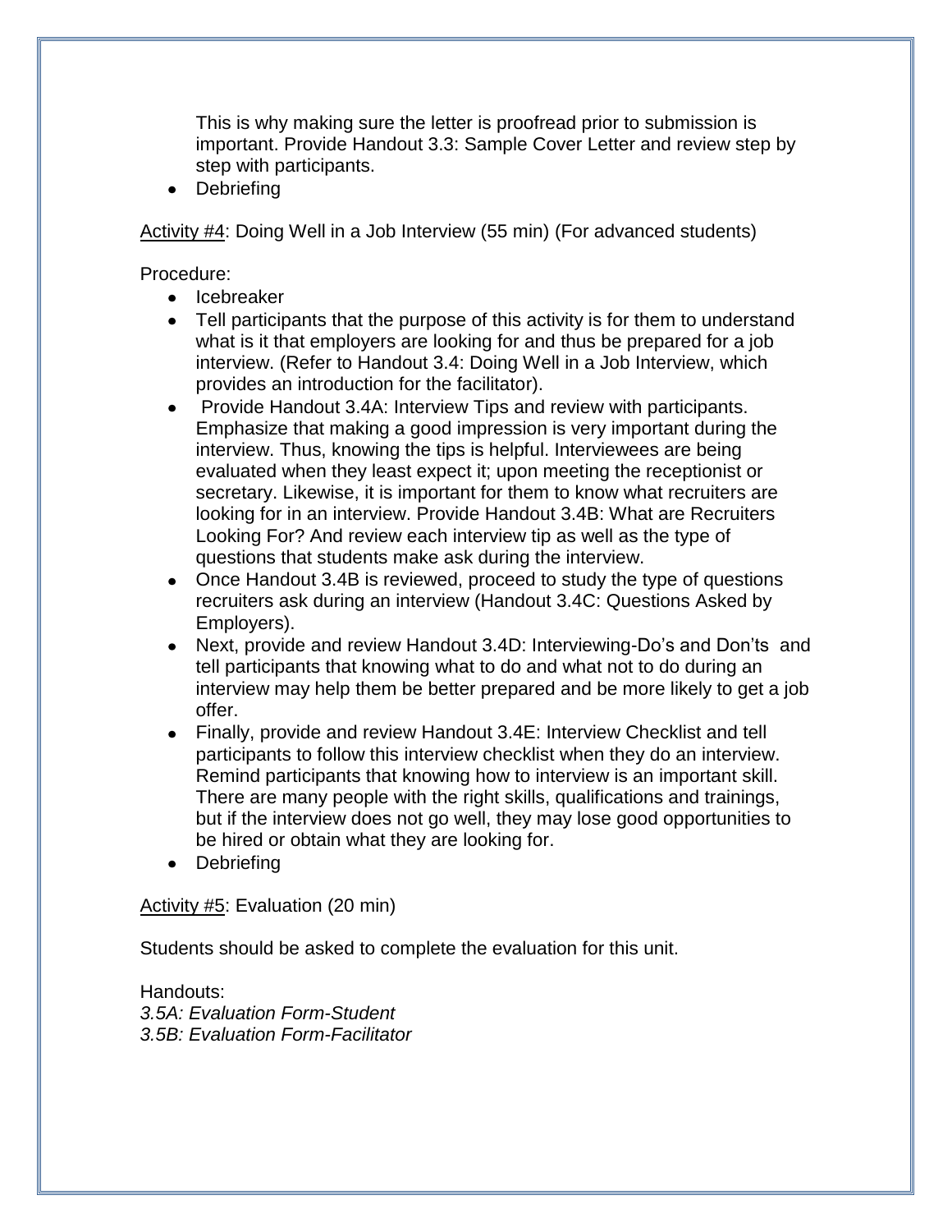This is why making sure the letter is proofread prior to submission is important. Provide Handout 3.3: Sample Cover Letter and review step by step with participants.

- Debriefing

<u>Activity #4</u>: Doing Well in a Job Interview (55 min) (For advanced students)

Procedure:

- Icebreaker
- Tell participants that the purpose of this activity is for them to understand what is it that employers are looking for and thus be prepared for a job interview. (Refer to Handout 3.4: Doing Well in a Job Interview, which provides an introduction for the facilitator).
- Provide Handout 3.4A: Interview Tips and review with participants. Emphasize that making a good impression is very important during the interview. Thus, knowing the tips is helpful. Interviewees are being evaluated when they least expect it; upon meeting the receptionist or secretary. Likewise, it is important for them to know what recruiters are looking for in an interview. Provide Handout 3.4B: What are Recruiters Looking For? And review each interview tip as well as the type of questions that students make ask during the interview.
- Once Handout 3.4B is reviewed, proceed to study the type of questions recruiters ask during an interview (Handout 3.4C: Questions Asked by Employers).
- Next, provide and review Handout 3.4D: Interviewing-Do's and Don'ts and tell participants that knowing what to do and what not to do during an interview may help them be better prepared and be more likely to get a job offer.
- Finally, provide and review Handout 3.4E: Interview Checklist and tell participants to follow this interview checklist when they do an interview. Remind participants that knowing how to interview is an important skill. There are many people with the right skills, qualifications and trainings, but if the interview does not go well, they may lose good opportunities to be hired or obtain what they are looking for.
- Debriefing

<u>Activity #5</u>: Evaluation (20 min)

Students should be asked to complete the evaluation for this unit.

Handouts:
*3.5A: Evaluation Form-Student*
*3.5B: Evaluation Form-Facilitator*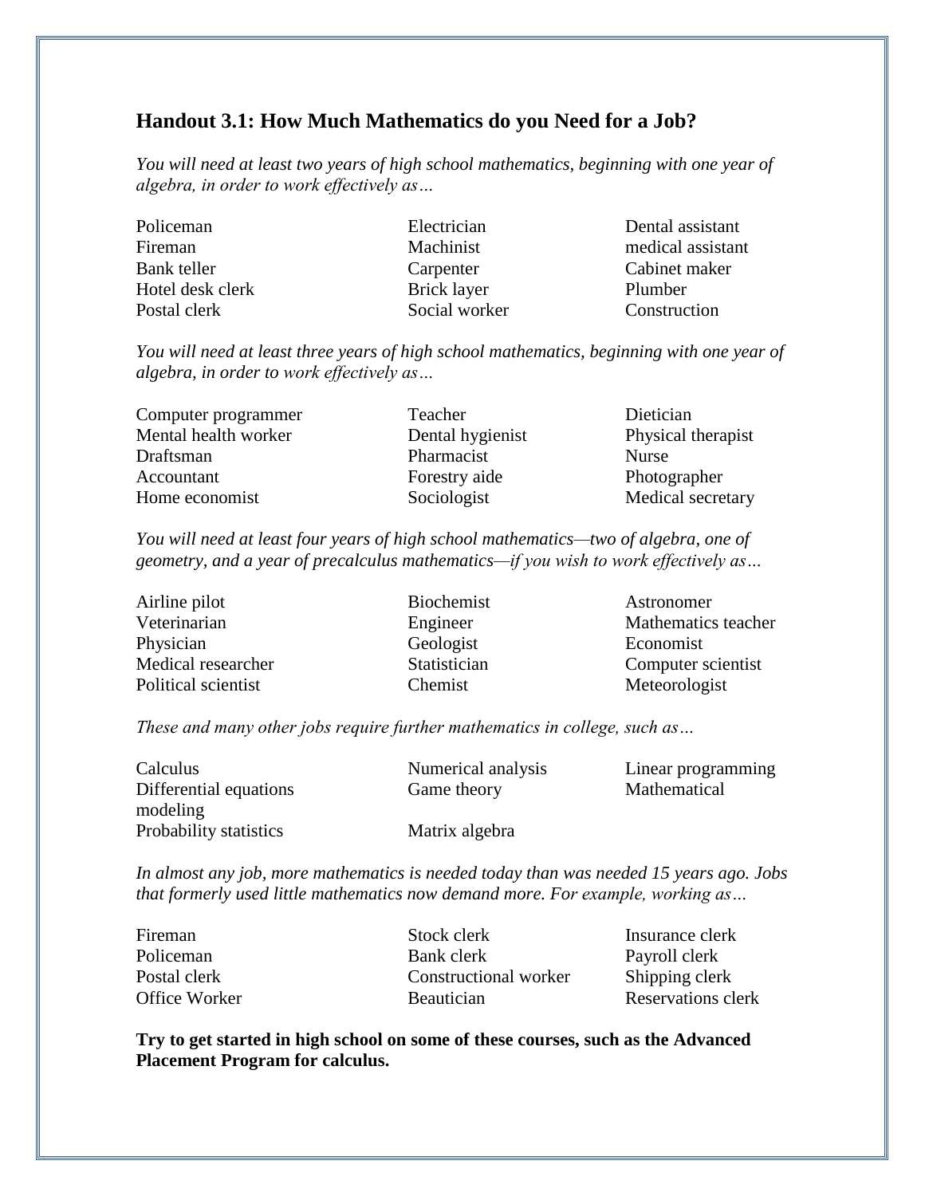### Handout 3.1: How Much Mathematics do you Need for a Job?

*You will need at least two years of high school mathematics, beginning with one year of algebra, in order to work effectively as…*

| | | |
|---|---|---|
| Policeman | Electrician | Dental assistant |
| Fireman | Machinist | medical assistant |
| Bank teller | Carpenter | Cabinet maker |
| Hotel desk clerk | Brick layer | Plumber |
| Postal clerk | Social worker | Construction |

*You will need at least three years of high school mathematics, beginning with one year of algebra, in order to work effectively as…*

| | | |
|---|---|---|
| Computer programmer | Teacher | Dietician |
| Mental health worker | Dental hygienist | Physical therapist |
| Draftsman | Pharmacist | Nurse |
| Accountant | Forestry aide | Photographer |
| Home economist | Sociologist | Medical secretary |

*You will need at least four years of high school mathematics—two of algebra, one of geometry, and a year of precalculus mathematics—if you wish to work effectively as…*

| | | |
|---|---|---|
| Airline pilot | Biochemist | Astronomer |
| Veterinarian | Engineer | Mathematics teacher |
| Physician | Geologist | Economist |
| Medical researcher | Statistician | Computer scientist |
| Political scientist | Chemist | Meteorologist |

*These and many other jobs require further mathematics in college, such as…*

| | | |
|---|---|---|
| Calculus | Numerical analysis | Linear programming |
| Differential equations | Game theory | Mathematical modeling |
| Probability statistics | Matrix algebra | |

*In almost any job, more mathematics is needed today than was needed 15 years ago. Jobs that formerly used little mathematics now demand more. For example, working as…*

| | | |
|---|---|---|
| Fireman | Stock clerk | Insurance clerk |
| Policeman | Bank clerk | Payroll clerk |
| Postal clerk | Constructional worker | Shipping clerk |
| Office Worker | Beautician | Reservations clerk |

**Try to get started in high school on some of these courses, such as the Advanced Placement Program for calculus.**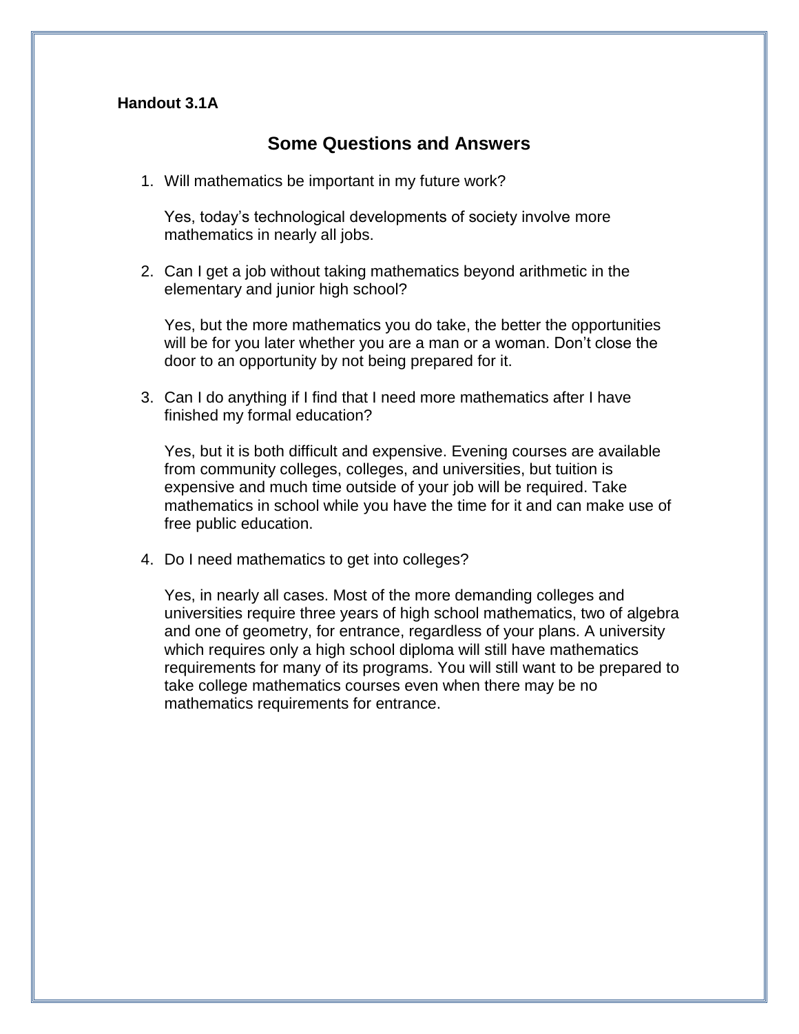**Handout 3.1A**

## Some Questions and Answers

1. Will mathematics be important in my future work?

   Yes, today's technological developments of society involve more mathematics in nearly all jobs.

2. Can I get a job without taking mathematics beyond arithmetic in the elementary and junior high school?

   Yes, but the more mathematics you do take, the better the opportunities will be for you later whether you are a man or a woman. Don't close the door to an opportunity by not being prepared for it.

3. Can I do anything if I find that I need more mathematics after I have finished my formal education?

   Yes, but it is both difficult and expensive. Evening courses are available from community colleges, colleges, and universities, but tuition is expensive and much time outside of your job will be required. Take mathematics in school while you have the time for it and can make use of free public education.

4. Do I need mathematics to get into colleges?

   Yes, in nearly all cases. Most of the more demanding colleges and universities require three years of high school mathematics, two of algebra and one of geometry, for entrance, regardless of your plans. A university which requires only a high school diploma will still have mathematics requirements for many of its programs. You will still want to be prepared to take college mathematics courses even when there may be no mathematics requirements for entrance.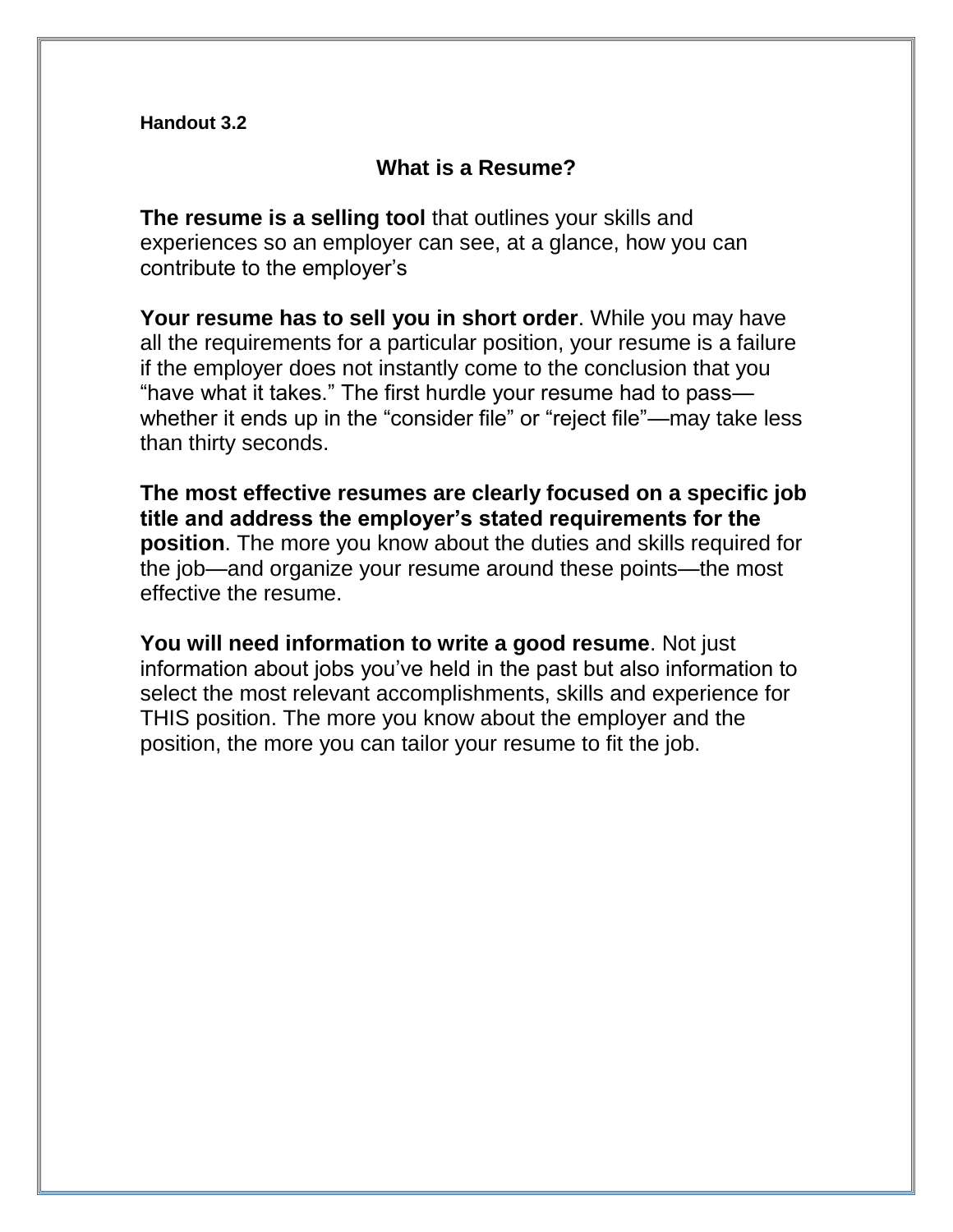**Handout 3.2**

## What is a Resume?

**The resume is a selling tool** that outlines your skills and experiences so an employer can see, at a glance, how you can contribute to the employer's

**Your resume has to sell you in short order**. While you may have all the requirements for a particular position, your resume is a failure if the employer does not instantly come to the conclusion that you "have what it takes." The first hurdle your resume had to pass—whether it ends up in the "consider file" or "reject file"—may take less than thirty seconds.

**The most effective resumes are clearly focused on a specific job title and address the employer's stated requirements for the position**. The more you know about the duties and skills required for the job—and organize your resume around these points—the most effective the resume.

**You will need information to write a good resume**. Not just information about jobs you've held in the past but also information to select the most relevant accomplishments, skills and experience for THIS position. The more you know about the employer and the position, the more you can tailor your resume to fit the job.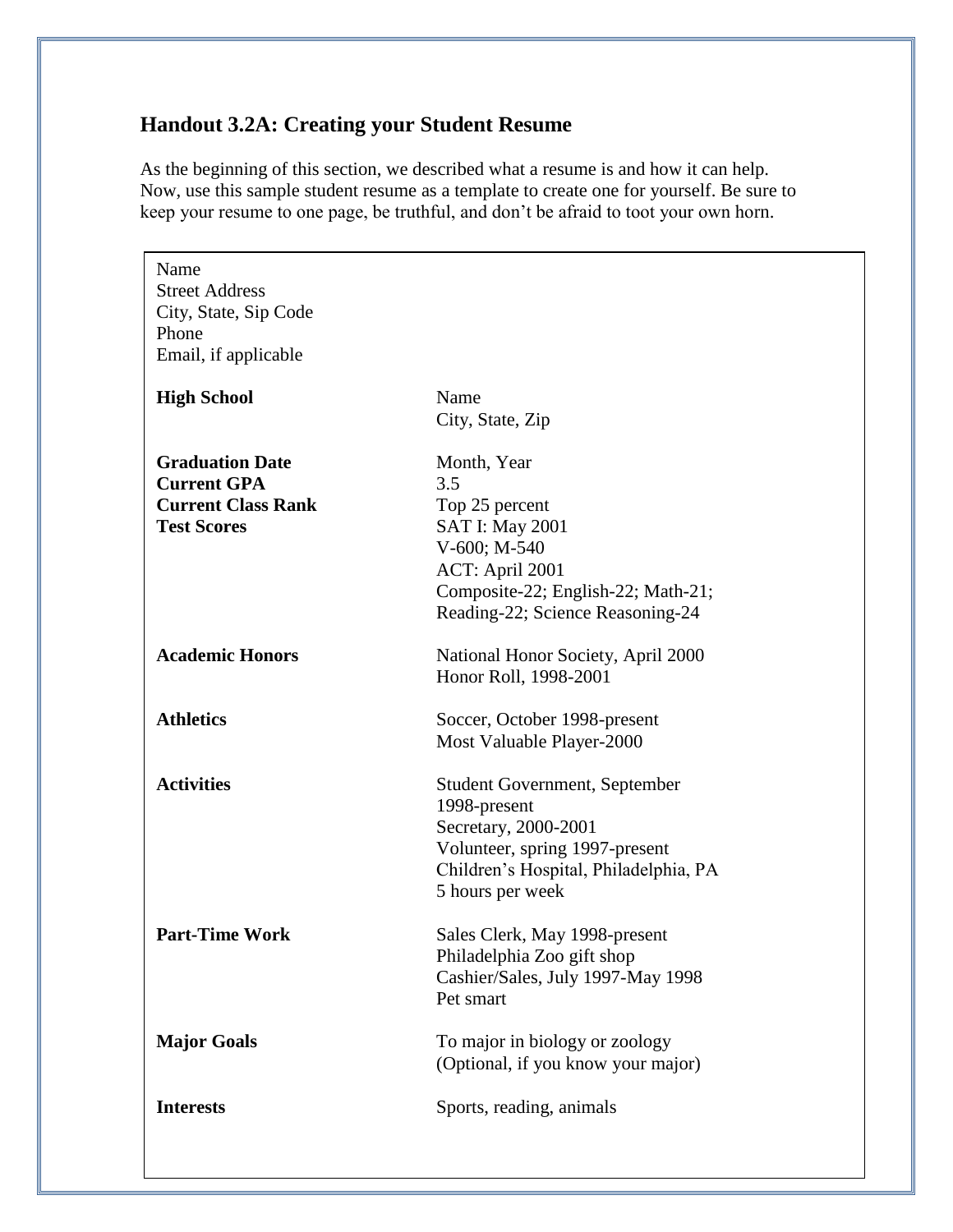## Handout 3.2A: Creating your Student Resume

As the beginning of this section, we described what a resume is and how it can help. Now, use this sample student resume as a template to create one for yourself. Be sure to keep your resume to one page, be truthful, and don't be afraid to toot your own horn.

Name
Street Address
City, State, Sip Code
Phone
Email, if applicable

| | |
|---|---|
| **High School** | Name<br>City, State, Zip |
| **Graduation Date** | Month, Year |
| **Current GPA** | 3.5 |
| **Current Class Rank** | Top 25 percent |
| **Test Scores** | SAT I: May 2001<br>V-600; M-540<br>ACT: April 2001<br>Composite-22; English-22; Math-21;<br>Reading-22; Science Reasoning-24 |
| **Academic Honors** | National Honor Society, April 2000<br>Honor Roll, 1998-2001 |
| **Athletics** | Soccer, October 1998-present<br>Most Valuable Player-2000 |
| **Activities** | Student Government, September 1998-present<br>Secretary, 2000-2001<br>Volunteer, spring 1997-present<br>Children's Hospital, Philadelphia, PA<br>5 hours per week |
| **Part-Time Work** | Sales Clerk, May 1998-present<br>Philadelphia Zoo gift shop<br>Cashier/Sales, July 1997-May 1998<br>Pet smart |
| **Major Goals** | To major in biology or zoology<br>(Optional, if you know your major) |
| **Interests** | Sports, reading, animals |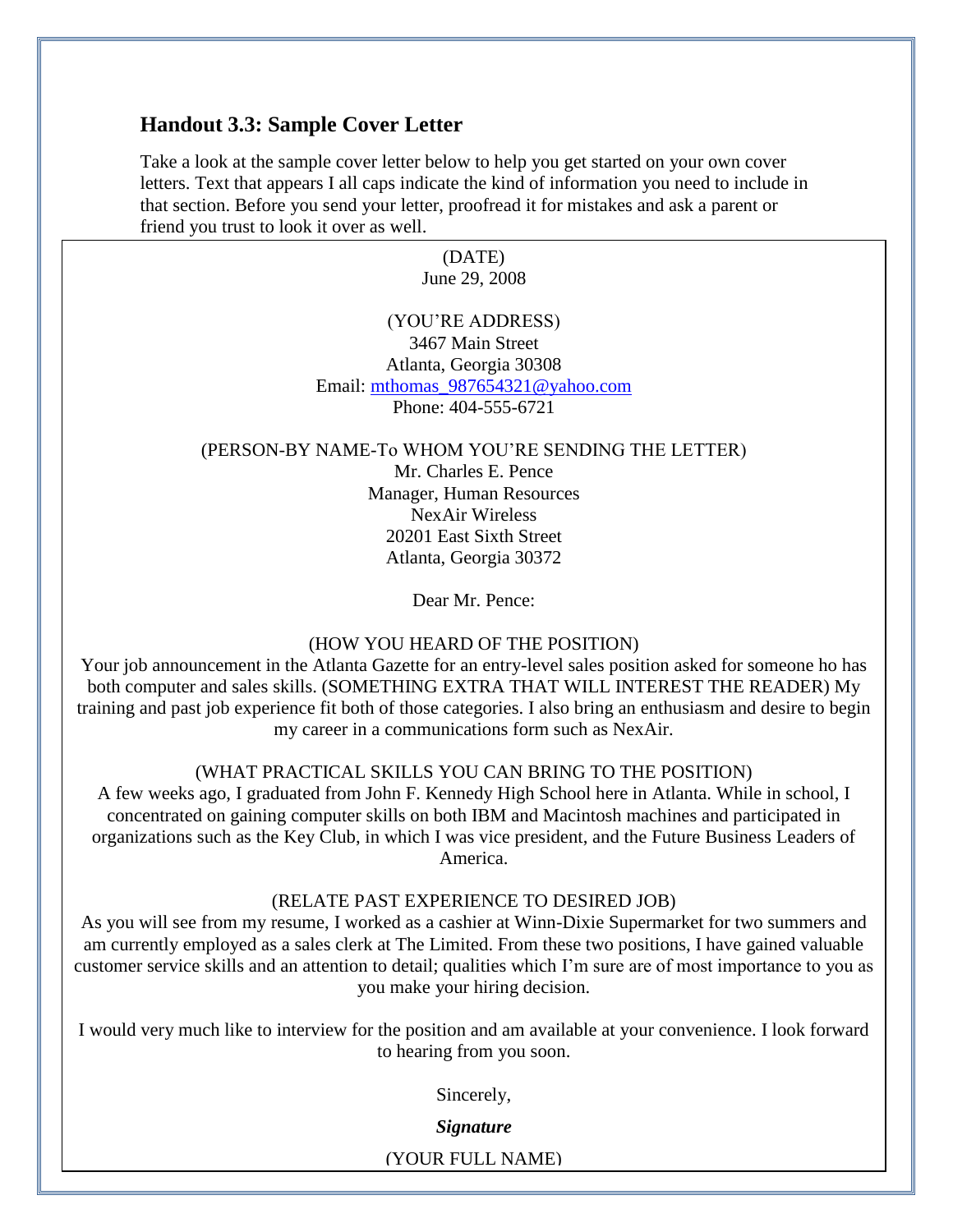## Handout 3.3: Sample Cover Letter

Take a look at the sample cover letter below to help you get started on your own cover letters. Text that appears I all caps indicate the kind of information you need to include in that section. Before you send your letter, proofread it for mistakes and ask a parent or friend you trust to look it over as well.

(DATE)
June 29, 2008

(YOU'RE ADDRESS)
3467 Main Street
Atlanta, Georgia 30308
Email: mthomas_987654321@yahoo.com
Phone: 404-555-6721

(PERSON-BY NAME-To WHOM YOU'RE SENDING THE LETTER)
Mr. Charles E. Pence
Manager, Human Resources
NexAir Wireless
20201 East Sixth Street
Atlanta, Georgia 30372

Dear Mr. Pence:

(HOW YOU HEARD OF THE POSITION)
Your job announcement in the Atlanta Gazette for an entry-level sales position asked for someone ho has both computer and sales skills. (SOMETHING EXTRA THAT WILL INTEREST THE READER) My training and past job experience fit both of those categories. I also bring an enthusiasm and desire to begin my career in a communications form such as NexAir.

(WHAT PRACTICAL SKILLS YOU CAN BRING TO THE POSITION)
A few weeks ago, I graduated from John F. Kennedy High School here in Atlanta. While in school, I concentrated on gaining computer skills on both IBM and Macintosh machines and participated in organizations such as the Key Club, in which I was vice president, and the Future Business Leaders of America.

(RELATE PAST EXPERIENCE TO DESIRED JOB)
As you will see from my resume, I worked as a cashier at Winn-Dixie Supermarket for two summers and am currently employed as a sales clerk at The Limited. From these two positions, I have gained valuable customer service skills and an attention to detail; qualities which I'm sure are of most importance to you as you make your hiring decision.

I would very much like to interview for the position and am available at your convenience. I look forward to hearing from you soon.

Sincerely,

***Signature***

(YOUR FULL NAME)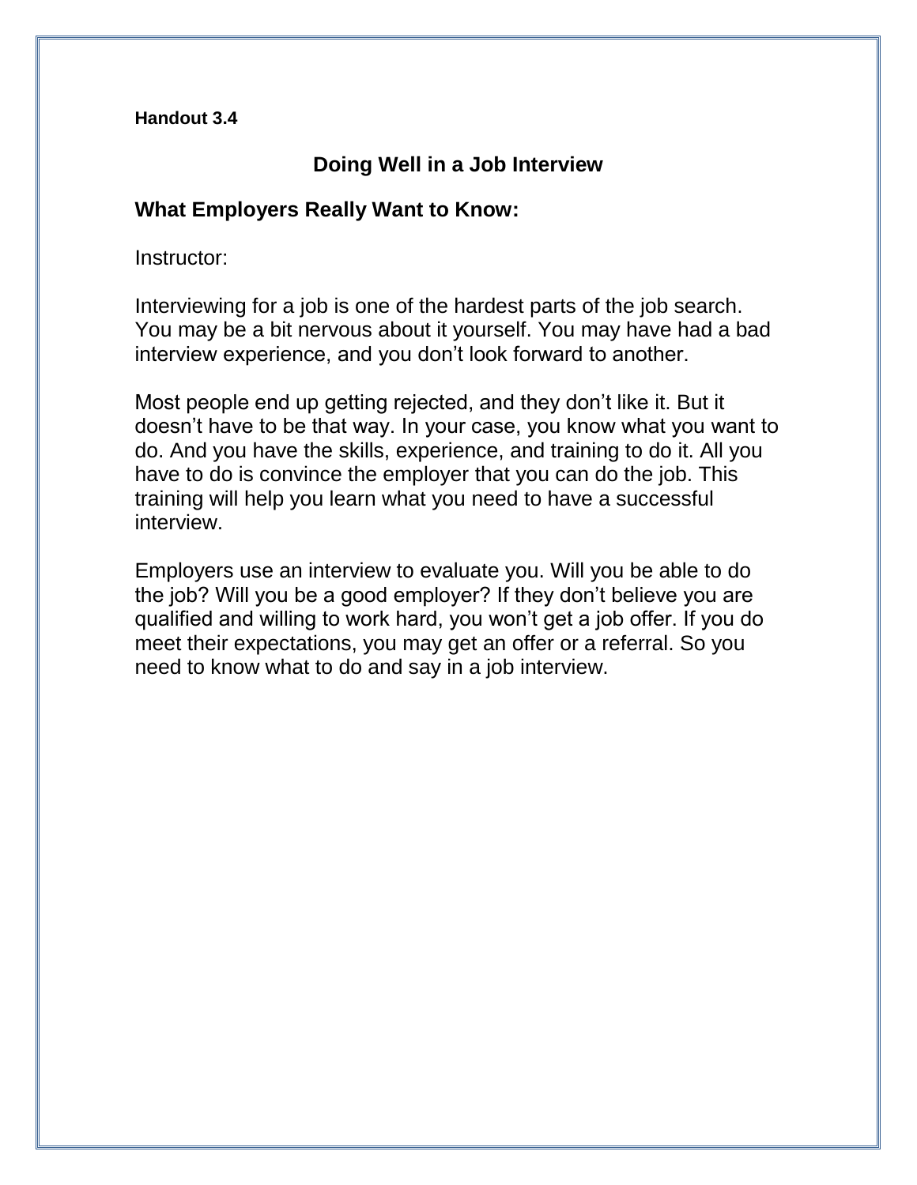**Handout 3.4**

## Doing Well in a Job Interview

### What Employers Really Want to Know:

Instructor:

Interviewing for a job is one of the hardest parts of the job search. You may be a bit nervous about it yourself. You may have had a bad interview experience, and you don't look forward to another.

Most people end up getting rejected, and they don't like it. But it doesn't have to be that way. In your case, you know what you want to do. And you have the skills, experience, and training to do it. All you have to do is convince the employer that you can do the job. This training will help you learn what you need to have a successful interview.

Employers use an interview to evaluate you. Will you be able to do the job? Will you be a good employer? If they don't believe you are qualified and willing to work hard, you won't get a job offer. If you do meet their expectations, you may get an offer or a referral. So you need to know what to do and say in a job interview.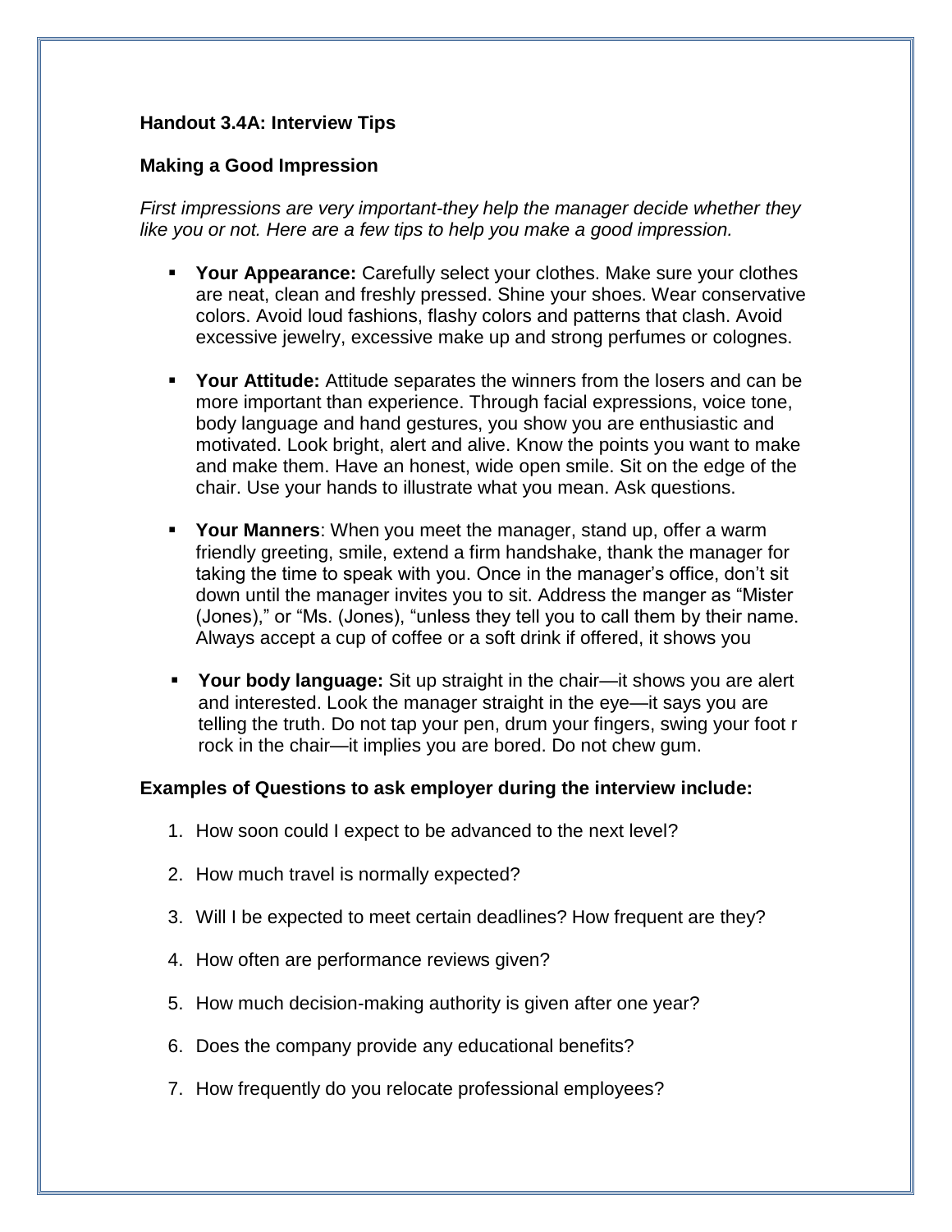### Handout 3.4A: Interview Tips

### Making a Good Impression

*First impressions are very important-they help the manager decide whether they like you or not. Here are a few tips to help you make a good impression.*

- **Your Appearance:** Carefully select your clothes. Make sure your clothes are neat, clean and freshly pressed. Shine your shoes. Wear conservative colors. Avoid loud fashions, flashy colors and patterns that clash. Avoid excessive jewelry, excessive make up and strong perfumes or colognes.
- **Your Attitude:** Attitude separates the winners from the losers and can be more important than experience. Through facial expressions, voice tone, body language and hand gestures, you show you are enthusiastic and motivated. Look bright, alert and alive. Know the points you want to make and make them. Have an honest, wide open smile. Sit on the edge of the chair. Use your hands to illustrate what you mean. Ask questions.
- **Your Manners**: When you meet the manager, stand up, offer a warm friendly greeting, smile, extend a firm handshake, thank the manager for taking the time to speak with you. Once in the manager's office, don't sit down until the manager invites you to sit. Address the manger as "Mister (Jones)," or "Ms. (Jones), "unless they tell you to call them by their name. Always accept a cup of coffee or a soft drink if offered, it shows you
- **Your body language:** Sit up straight in the chair—it shows you are alert and interested. Look the manager straight in the eye—it says you are telling the truth. Do not tap your pen, drum your fingers, swing your foot r rock in the chair—it implies you are bored. Do not chew gum.

**Examples of Questions to ask employer during the interview include:**

1. How soon could I expect to be advanced to the next level?
2. How much travel is normally expected?
3. Will I be expected to meet certain deadlines? How frequent are they?
4. How often are performance reviews given?
5. How much decision-making authority is given after one year?
6. Does the company provide any educational benefits?
7. How frequently do you relocate professional employees?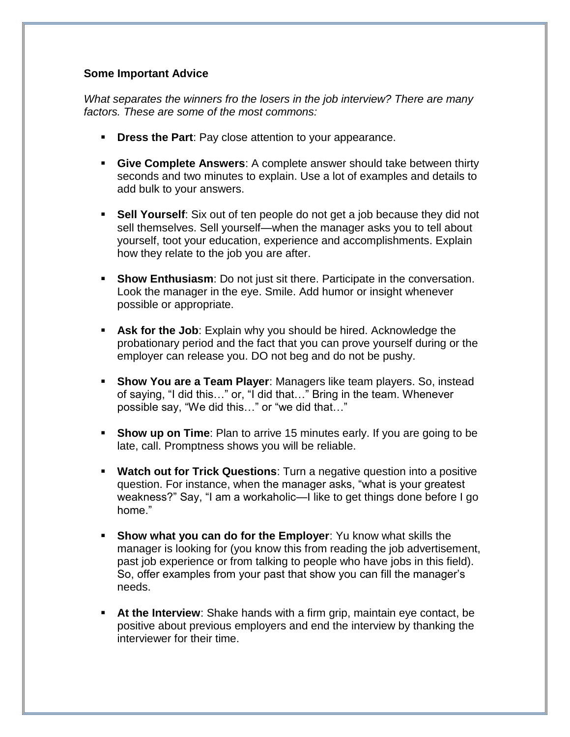**Some Important Advice**

*What separates the winners fro the losers in the job interview? There are many factors. These are some of the most commons:*

- **Dress the Part**: Pay close attention to your appearance.
- **Give Complete Answers**: A complete answer should take between thirty seconds and two minutes to explain. Use a lot of examples and details to add bulk to your answers.
- **Sell Yourself**: Six out of ten people do not get a job because they did not sell themselves. Sell yourself—when the manager asks you to tell about yourself, toot your education, experience and accomplishments. Explain how they relate to the job you are after.
- **Show Enthusiasm**: Do not just sit there. Participate in the conversation. Look the manager in the eye. Smile. Add humor or insight whenever possible or appropriate.
- **Ask for the Job**: Explain why you should be hired. Acknowledge the probationary period and the fact that you can prove yourself during or the employer can release you. DO not beg and do not be pushy.
- **Show You are a Team Player**: Managers like team players. So, instead of saying, "I did this…" or, "I did that…" Bring in the team. Whenever possible say, "We did this…" or "we did that…"
- **Show up on Time**: Plan to arrive 15 minutes early. If you are going to be late, call. Promptness shows you will be reliable.
- **Watch out for Trick Questions**: Turn a negative question into a positive question. For instance, when the manager asks, "what is your greatest weakness?" Say, "I am a workaholic—I like to get things done before I go home."
- **Show what you can do for the Employer**: Yu know what skills the manager is looking for (you know this from reading the job advertisement, past job experience or from talking to people who have jobs in this field). So, offer examples from your past that show you can fill the manager's needs.
- **At the Interview**: Shake hands with a firm grip, maintain eye contact, be positive about previous employers and end the interview by thanking the interviewer for their time.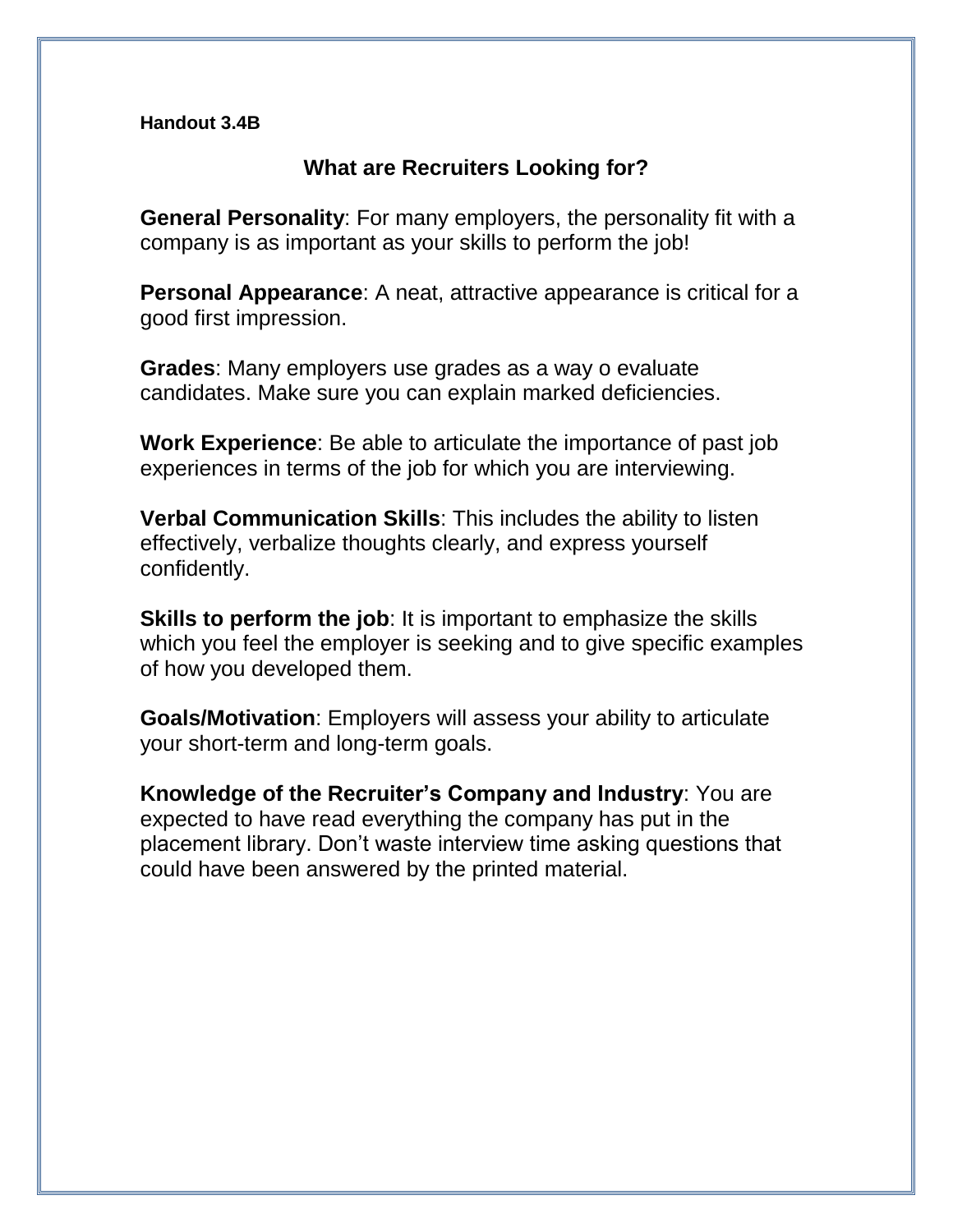**Handout 3.4B**

## What are Recruiters Looking for?

**General Personality**: For many employers, the personality fit with a company is as important as your skills to perform the job!

**Personal Appearance**: A neat, attractive appearance is critical for a good first impression.

**Grades**: Many employers use grades as a way o evaluate candidates. Make sure you can explain marked deficiencies.

**Work Experience**: Be able to articulate the importance of past job experiences in terms of the job for which you are interviewing.

**Verbal Communication Skills**: This includes the ability to listen effectively, verbalize thoughts clearly, and express yourself confidently.

**Skills to perform the job**: It is important to emphasize the skills which you feel the employer is seeking and to give specific examples of how you developed them.

**Goals/Motivation**: Employers will assess your ability to articulate your short-term and long-term goals.

**Knowledge of the Recruiter's Company and Industry**: You are expected to have read everything the company has put in the placement library. Don't waste interview time asking questions that could have been answered by the printed material.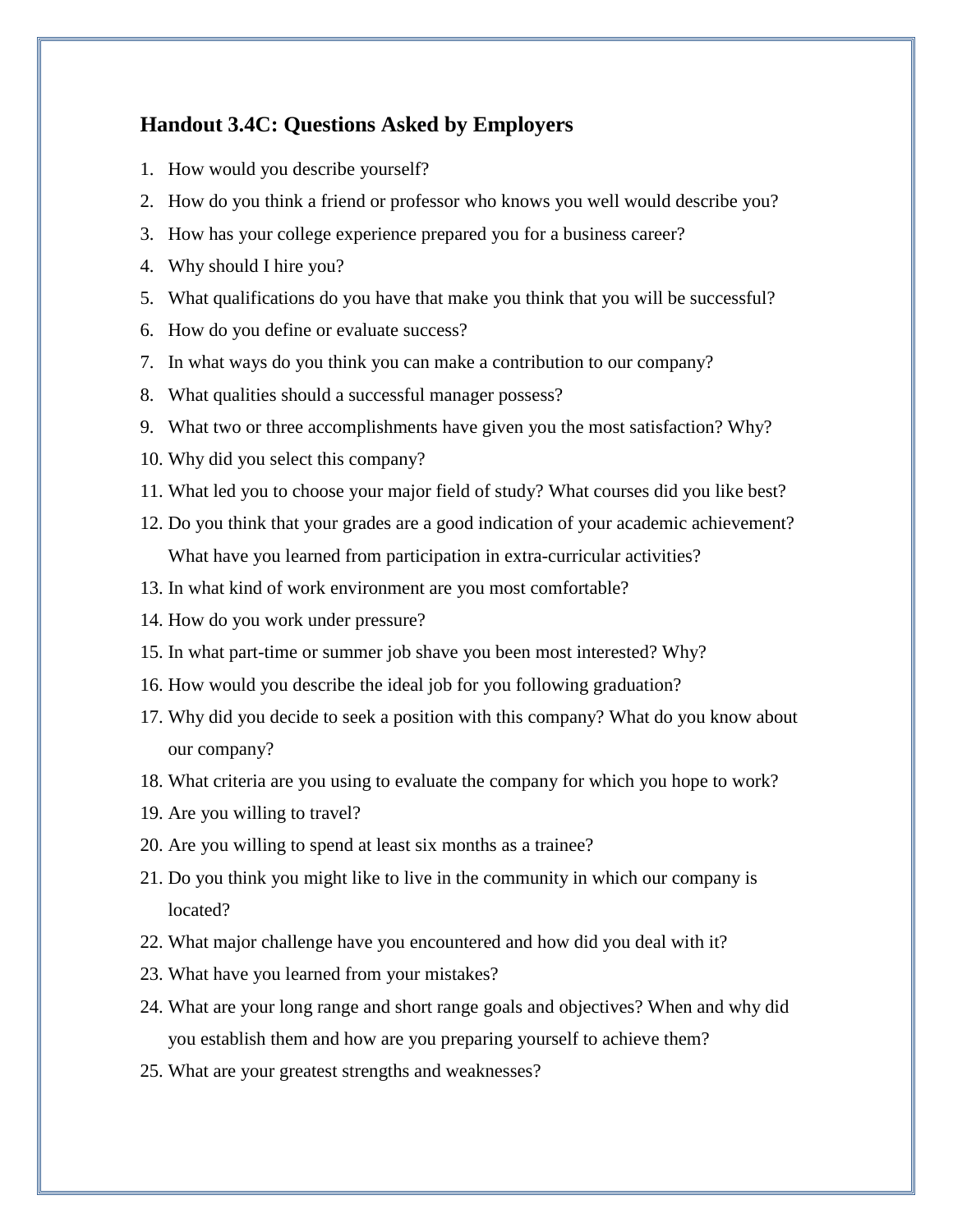### Handout 3.4C: Questions Asked by Employers

1. How would you describe yourself?
2. How do you think a friend or professor who knows you well would describe you?
3. How has your college experience prepared you for a business career?
4. Why should I hire you?
5. What qualifications do you have that make you think that you will be successful?
6. How do you define or evaluate success?
7. In what ways do you think you can make a contribution to our company?
8. What qualities should a successful manager possess?
9. What two or three accomplishments have given you the most satisfaction? Why?
10. Why did you select this company?
11. What led you to choose your major field of study? What courses did you like best?
12. Do you think that your grades are a good indication of your academic achievement? What have you learned from participation in extra-curricular activities?
13. In what kind of work environment are you most comfortable?
14. How do you work under pressure?
15. In what part-time or summer job shave you been most interested? Why?
16. How would you describe the ideal job for you following graduation?
17. Why did you decide to seek a position with this company? What do you know about our company?
18. What criteria are you using to evaluate the company for which you hope to work?
19. Are you willing to travel?
20. Are you willing to spend at least six months as a trainee?
21. Do you think you might like to live in the community in which our company is located?
22. What major challenge have you encountered and how did you deal with it?
23. What have you learned from your mistakes?
24. What are your long range and short range goals and objectives? When and why did you establish them and how are you preparing yourself to achieve them?
25. What are your greatest strengths and weaknesses?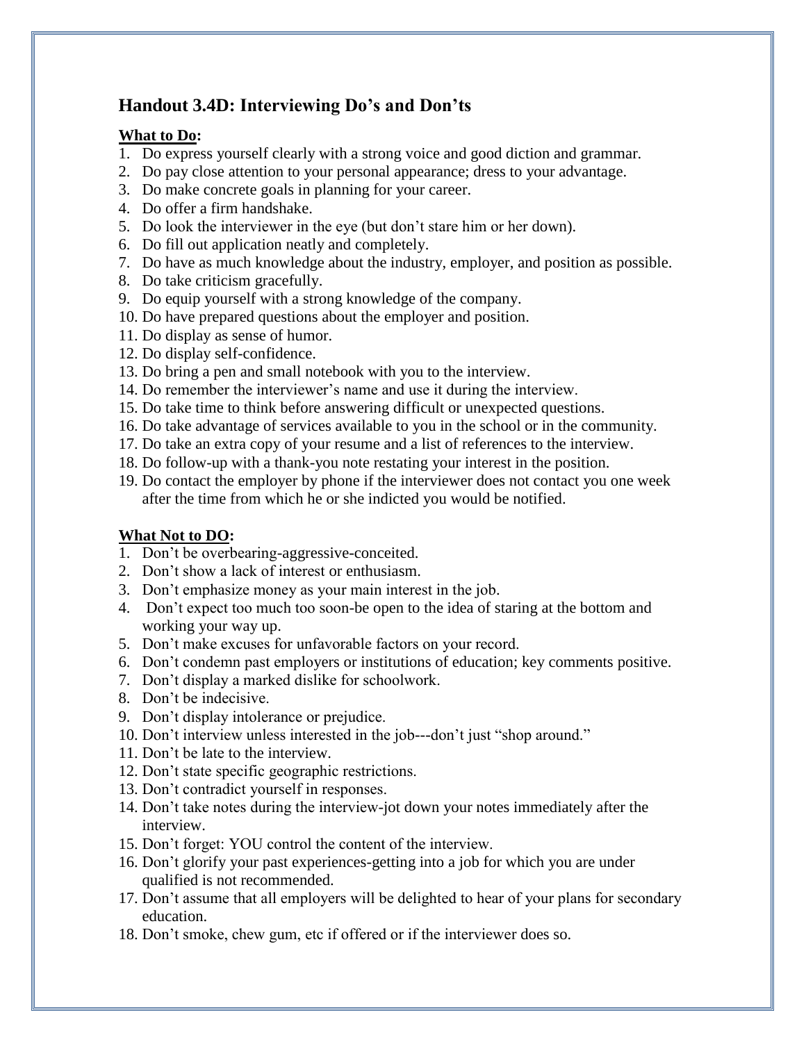## Handout 3.4D: Interviewing Do's and Don'ts

**<u>What to Do</u>:**

1. Do express yourself clearly with a strong voice and good diction and grammar.
2. Do pay close attention to your personal appearance; dress to your advantage.
3. Do make concrete goals in planning for your career.
4. Do offer a firm handshake.
5. Do look the interviewer in the eye (but don't stare him or her down).
6. Do fill out application neatly and completely.
7. Do have as much knowledge about the industry, employer, and position as possible.
8. Do take criticism gracefully.
9. Do equip yourself with a strong knowledge of the company.
10. Do have prepared questions about the employer and position.
11. Do display as sense of humor.
12. Do display self-confidence.
13. Do bring a pen and small notebook with you to the interview.
14. Do remember the interviewer's name and use it during the interview.
15. Do take time to think before answering difficult or unexpected questions.
16. Do take advantage of services available to you in the school or in the community.
17. Do take an extra copy of your resume and a list of references to the interview.
18. Do follow-up with a thank-you note restating your interest in the position.
19. Do contact the employer by phone if the interviewer does not contact you one week after the time from which he or she indicted you would be notified.

**<u>What Not to DO</u>:**

1. Don't be overbearing-aggressive-conceited.
2. Don't show a lack of interest or enthusiasm.
3. Don't emphasize money as your main interest in the job.
4. Don't expect too much too soon-be open to the idea of staring at the bottom and working your way up.
5. Don't make excuses for unfavorable factors on your record.
6. Don't condemn past employers or institutions of education; key comments positive.
7. Don't display a marked dislike for schoolwork.
8. Don't be indecisive.
9. Don't display intolerance or prejudice.
10. Don't interview unless interested in the job---don't just "shop around."
11. Don't be late to the interview.
12. Don't state specific geographic restrictions.
13. Don't contradict yourself in responses.
14. Don't take notes during the interview-jot down your notes immediately after the interview.
15. Don't forget: YOU control the content of the interview.
16. Don't glorify your past experiences-getting into a job for which you are under qualified is not recommended.
17. Don't assume that all employers will be delighted to hear of your plans for secondary education.
18. Don't smoke, chew gum, etc if offered or if the interviewer does so.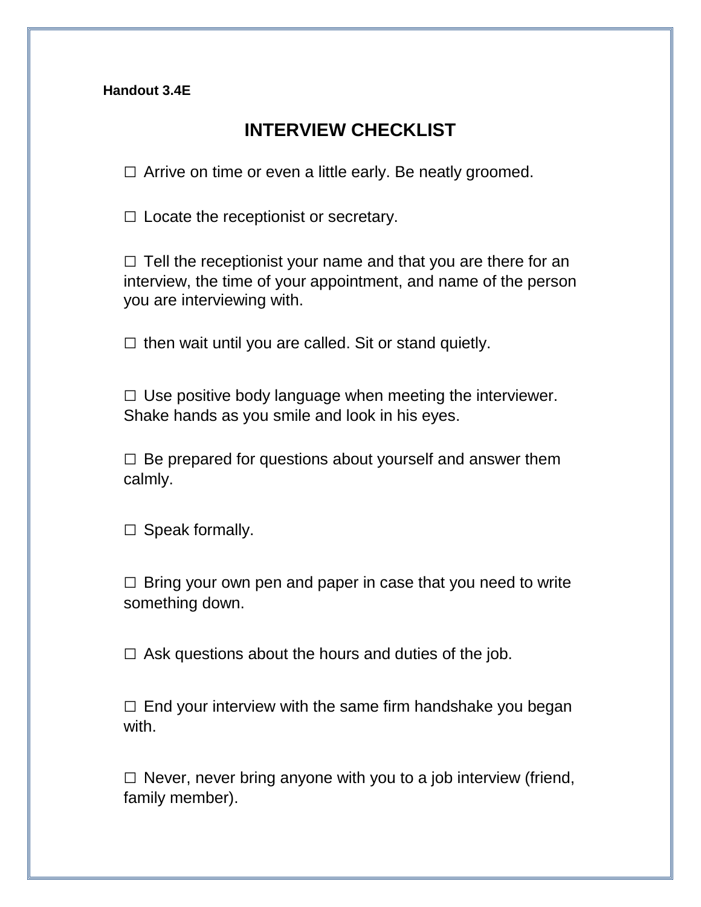**Handout 3.4E**

# INTERVIEW CHECKLIST

☐ Arrive on time or even a little early. Be neatly groomed.

☐ Locate the receptionist or secretary.

☐ Tell the receptionist your name and that you are there for an interview, the time of your appointment, and name of the person you are interviewing with.

☐ then wait until you are called. Sit or stand quietly.

☐ Use positive body language when meeting the interviewer. Shake hands as you smile and look in his eyes.

☐ Be prepared for questions about yourself and answer them calmly.

☐ Speak formally.

☐ Bring your own pen and paper in case that you need to write something down.

☐ Ask questions about the hours and duties of the job.

☐ End your interview with the same firm handshake you began with.

☐ Never, never bring anyone with you to a job interview (friend, family member).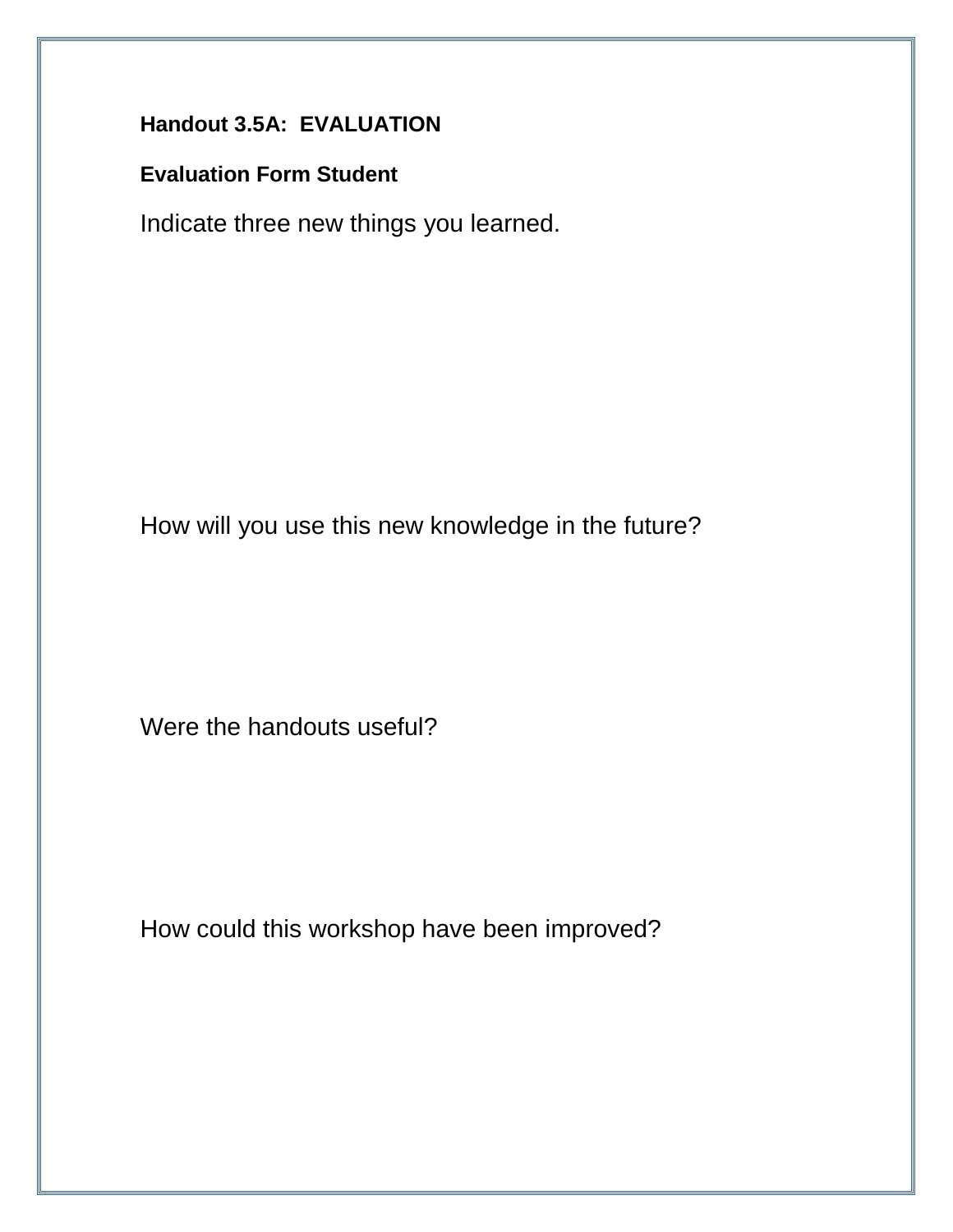**Handout 3.5A: EVALUATION**

**Evaluation Form Student**

Indicate three new things you learned.

How will you use this new knowledge in the future?

Were the handouts useful?

How could this workshop have been improved?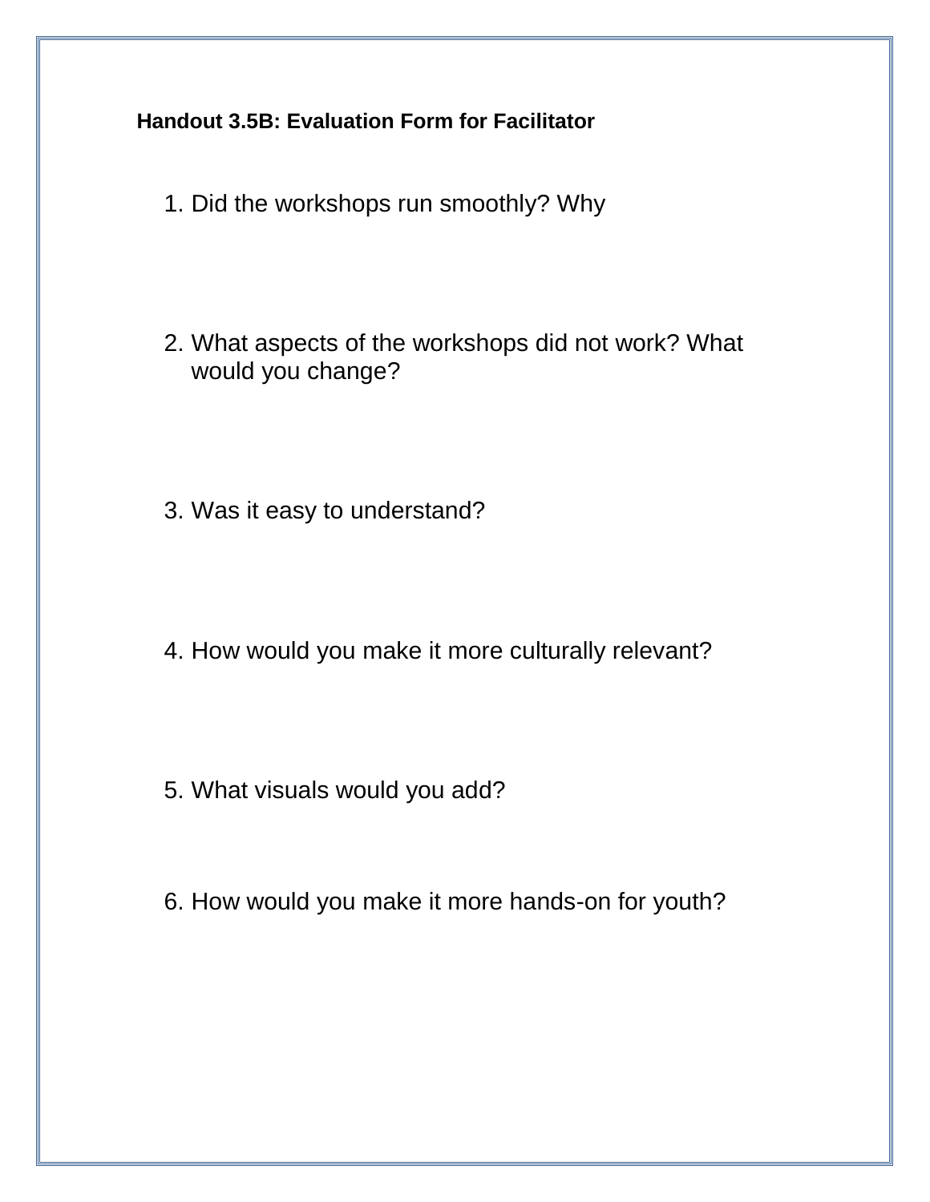**Handout 3.5B: Evaluation Form for Facilitator**

1. Did the workshops run smoothly? Why

2. What aspects of the workshops did not work? What would you change?

3. Was it easy to understand?

4. How would you make it more culturally relevant?

5. What visuals would you add?

6. How would you make it more hands-on for youth?